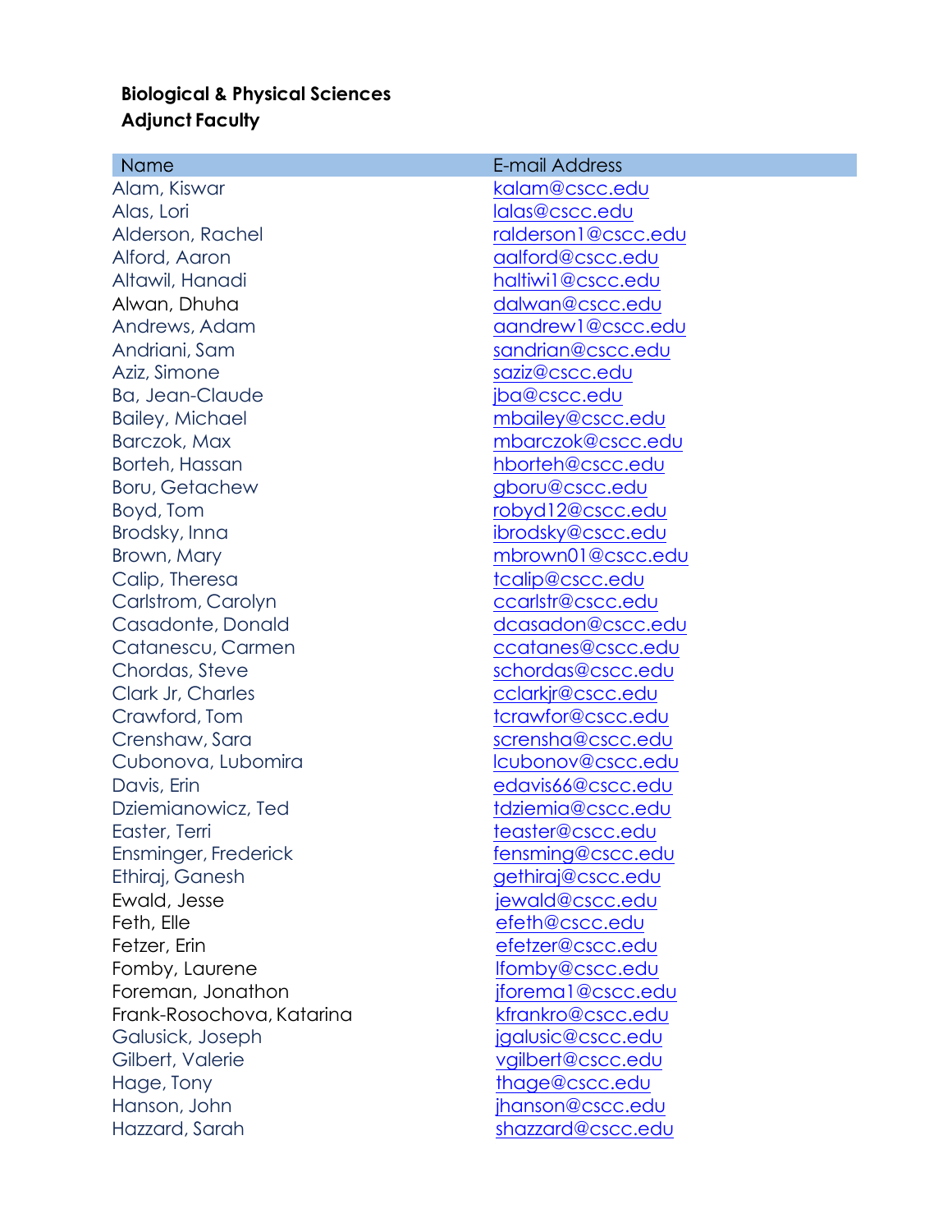**Biological & Physical Sciences**
**Adjunct Faculty**

| Name | E-mail Address |
|---|---|
| Alam, Kiswar | kalam@cscc.edu |
| Alas, Lori | lalas@cscc.edu |
| Alderson, Rachel | ralderson1@cscc.edu |
| Alford, Aaron | aalford@cscc.edu |
| Altawil, Hanadi | haltiwi1@cscc.edu |
| Alwan, Dhuha | dalwan@cscc.edu |
| Andrews, Adam | aandrew1@cscc.edu |
| Andriani, Sam | sandrian@cscc.edu |
| Aziz, Simone | saziz@cscc.edu |
| Ba, Jean-Claude | jba@cscc.edu |
| Bailey, Michael | mbailey@cscc.edu |
| Barczok, Max | mbarczok@cscc.edu |
| Borteh, Hassan | hborteh@cscc.edu |
| Boru, Getachew | gboru@cscc.edu |
| Boyd, Tom | robyd12@cscc.edu |
| Brodsky, Inna | ibrodsky@cscc.edu |
| Brown, Mary | mbrown01@cscc.edu |
| Calip, Theresa | tcalip@cscc.edu |
| Carlstrom, Carolyn | ccarlstr@cscc.edu |
| Casadonte, Donald | dcasadon@cscc.edu |
| Catanescu, Carmen | ccatanes@cscc.edu |
| Chordas, Steve | schordas@cscc.edu |
| Clark Jr, Charles | cclarkjr@cscc.edu |
| Crawford, Tom | tcrawfor@cscc.edu |
| Crenshaw, Sara | scrensha@cscc.edu |
| Cubonova, Lubomira | lcubonov@cscc.edu |
| Davis, Erin | edavis66@cscc.edu |
| Dziemianowicz, Ted | tdziemia@cscc.edu |
| Easter, Terri | teaster@cscc.edu |
| Ensminger, Frederick | fensming@cscc.edu |
| Ethiraj, Ganesh | gethiraj@cscc.edu |
| Ewald, Jesse | jewald@cscc.edu |
| Feth, Elle | efeth@cscc.edu |
| Fetzer, Erin | efetzer@cscc.edu |
| Fomby, Laurene | lfomby@cscc.edu |
| Foreman, Jonathon | jforema1@cscc.edu |
| Frank-Rosochova, Katarina | kfrankro@cscc.edu |
| Galusick, Joseph | jgalusic@cscc.edu |
| Gilbert, Valerie | vgilbert@cscc.edu |
| Hage, Tony | thage@cscc.edu |
| Hanson, John | jhanson@cscc.edu |
| Hazzard, Sarah | shazzard@cscc.edu |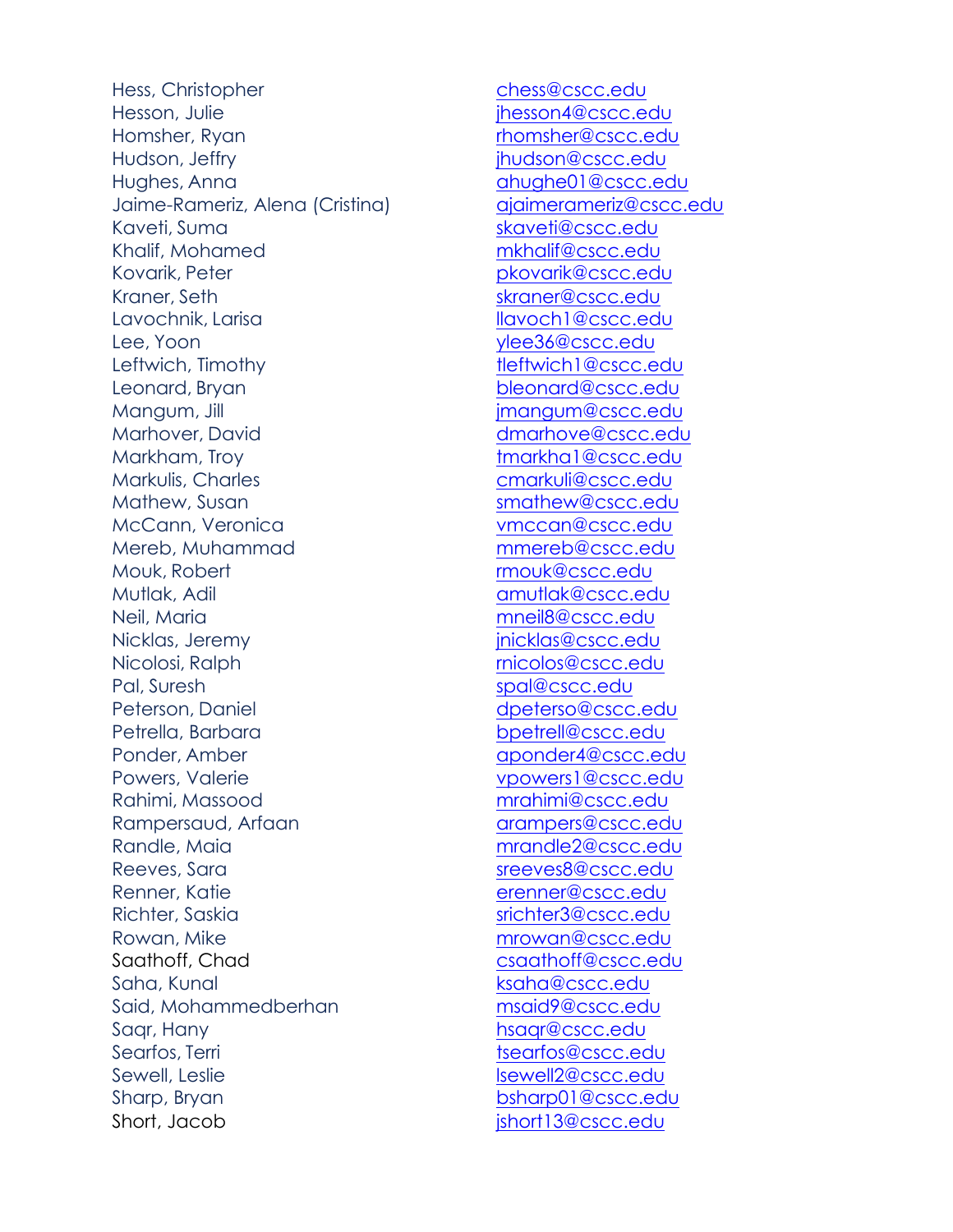| | |
|---|---|
| Hess, Christopher | chess@cscc.edu |
| Hesson, Julie | jhesson4@cscc.edu |
| Homsher, Ryan | rhomsher@cscc.edu |
| Hudson, Jeffry | jhudson@cscc.edu |
| Hughes, Anna | ahughe01@cscc.edu |
| Jaime-Rameriz, Alena (Cristina) | ajaimerameriz@cscc.edu |
| Kaveti, Suma | skaveti@cscc.edu |
| Khalif, Mohamed | mkhalif@cscc.edu |
| Kovarik, Peter | pkovarik@cscc.edu |
| Kraner, Seth | skraner@cscc.edu |
| Lavochnik, Larisa | llavoch1@cscc.edu |
| Lee, Yoon | ylee36@cscc.edu |
| Leftwich, Timothy | tleftwich1@cscc.edu |
| Leonard, Bryan | bleonard@cscc.edu |
| Mangum, Jill | jmangum@cscc.edu |
| Marhover, David | dmarhove@cscc.edu |
| Markham, Troy | tmarkha1@cscc.edu |
| Markulis, Charles | cmarkuli@cscc.edu |
| Mathew, Susan | smathew@cscc.edu |
| McCann, Veronica | vmccan@cscc.edu |
| Mereb, Muhammad | mmereb@cscc.edu |
| Mouk, Robert | rmouk@cscc.edu |
| Mutlak, Adil | amutlak@cscc.edu |
| Neil, Maria | mneil8@cscc.edu |
| Nicklas, Jeremy | jnicklas@cscc.edu |
| Nicolosi, Ralph | rnicolos@cscc.edu |
| Pal, Suresh | spal@cscc.edu |
| Peterson, Daniel | dpeterso@cscc.edu |
| Petrella, Barbara | bpetrell@cscc.edu |
| Ponder, Amber | aponder4@cscc.edu |
| Powers, Valerie | vpowers1@cscc.edu |
| Rahimi, Massood | mrahimi@cscc.edu |
| Rampersaud, Arfaan | arampers@cscc.edu |
| Randle, Maia | mrandle2@cscc.edu |
| Reeves, Sara | sreeves8@cscc.edu |
| Renner, Katie | erenner@cscc.edu |
| Richter, Saskia | srichter3@cscc.edu |
| Rowan, Mike | mrowan@cscc.edu |
| Saathoff, Chad | csaathoff@cscc.edu |
| Saha, Kunal | ksaha@cscc.edu |
| Said, Mohammedberhan | msaid9@cscc.edu |
| Saqr, Hany | hsaqr@cscc.edu |
| Searfos, Terri | tsearfos@cscc.edu |
| Sewell, Leslie | lsewell2@cscc.edu |
| Sharp, Bryan | bsharp01@cscc.edu |
| Short, Jacob | jshort13@cscc.edu |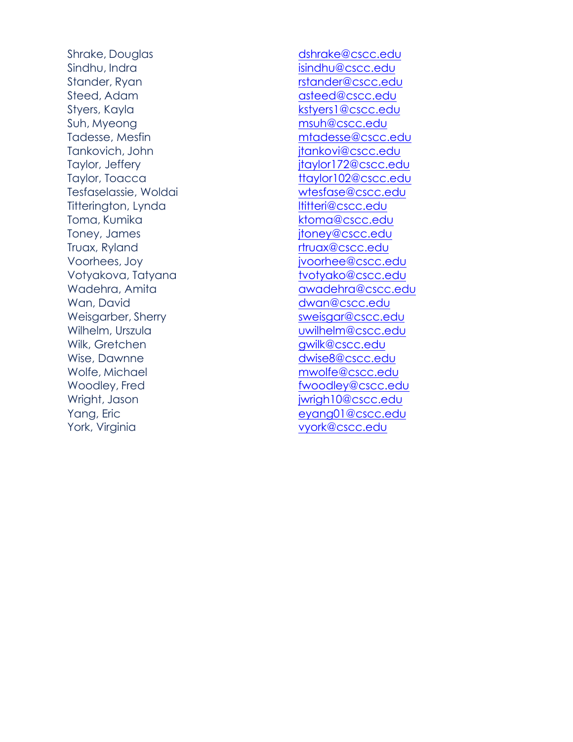| | |
|---|---|
| Shrake, Douglas | dshrake@cscc.edu |
| Sindhu, Indra | isindhu@cscc.edu |
| Stander, Ryan | rstander@cscc.edu |
| Steed, Adam | asteed@cscc.edu |
| Styers, Kayla | kstyers1@cscc.edu |
| Suh, Myeong | msuh@cscc.edu |
| Tadesse, Mesfin | mtadesse@cscc.edu |
| Tankovich, John | jtankovi@cscc.edu |
| Taylor, Jeffery | jtaylor172@cscc.edu |
| Taylor, Toacca | ttaylor102@cscc.edu |
| Tesfaselassie, Woldai | wtesfase@cscc.edu |
| Titterington, Lynda | ltitteri@cscc.edu |
| Toma, Kumika | ktoma@cscc.edu |
| Toney, James | jtoney@cscc.edu |
| Truax, Ryland | rtruax@cscc.edu |
| Voorhees, Joy | jvoorhee@cscc.edu |
| Votyakova, Tatyana | tvotyako@cscc.edu |
| Wadehra, Amita | awadehra@cscc.edu |
| Wan, David | dwan@cscc.edu |
| Weisgarber, Sherry | sweisgar@cscc.edu |
| Wilhelm, Urszula | uwilhelm@cscc.edu |
| Wilk, Gretchen | gwilk@cscc.edu |
| Wise, Dawnne | dwise8@cscc.edu |
| Wolfe, Michael | mwolfe@cscc.edu |
| Woodley, Fred | fwoodley@cscc.edu |
| Wright, Jason | jwrigh10@cscc.edu |
| Yang, Eric | eyang01@cscc.edu |
| York, Virginia | vyork@cscc.edu |